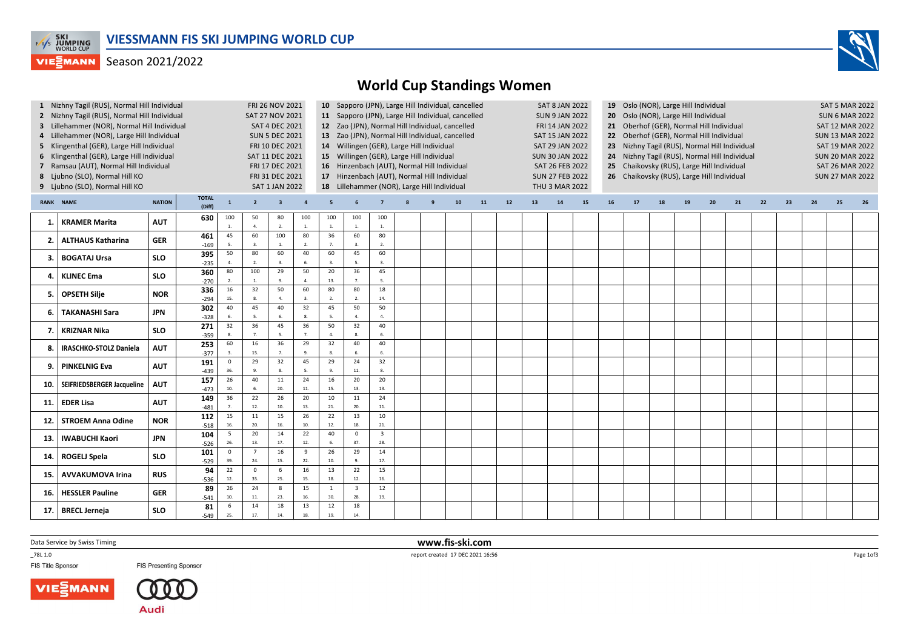# VIESSMANN FIS SKI JUMPING WORLD CUP

Season 2021/2022

## World Cup Standings Women

| | | |
|---|---|---|
| 1 | Nizhny Tagil (RUS), Normal Hill Individual | FRI 26 NOV 2021 |
| 2 | Nizhny Tagil (RUS), Normal Hill Individual | SAT 27 NOV 2021 |
| 3 | Lillehammer (NOR), Normal Hill Individual | SAT 4 DEC 2021 |
| 4 | Lillehammer (NOR), Large Hill Individual | SUN 5 DEC 2021 |
| 5 | Klingenthal (GER), Large Hill Individual | FRI 10 DEC 2021 |
| 6 | Klingenthal (GER), Large Hill Individual | SAT 11 DEC 2021 |
| 7 | Ramsau (AUT), Normal Hill Individual | FRI 17 DEC 2021 |
| 8 | Ljubno (SLO), Normal Hill KO | FRI 31 DEC 2021 |
| 9 | Ljubno (SLO), Normal Hill KO | SAT 1 JAN 2022 |
| 10 | Sapporo (JPN), Large Hill Individual, cancelled | SAT 8 JAN 2022 |
| 11 | Sapporo (JPN), Large Hill Individual, cancelled | SUN 9 JAN 2022 |
| 12 | Zao (JPN), Normal Hill Individual, cancelled | FRI 14 JAN 2022 |
| 13 | Zao (JPN), Normal Hill Individual, cancelled | SAT 15 JAN 2022 |
| 14 | Willingen (GER), Large Hill Individual | SAT 29 JAN 2022 |
| 15 | Willingen (GER), Large Hill Individual | SUN 30 JAN 2022 |
| 16 | Hinzenbach (AUT), Normal Hill Individual | SAT 26 FEB 2022 |
| 17 | Hinzenbach (AUT), Normal Hill Individual | SUN 27 FEB 2022 |
| 18 | Lillehammer (NOR), Large Hill Individual | THU 3 MAR 2022 |
| 19 | Oslo (NOR), Large Hill Individual | SAT 5 MAR 2022 |
| 20 | Oslo (NOR), Large Hill Individual | SUN 6 MAR 2022 |
| 21 | Oberhof (GER), Normal Hill Individual | SAT 12 MAR 2022 |
| 22 | Oberhof (GER), Normal Hill Individual | SUN 13 MAR 2022 |
| 23 | Nizhny Tagil (RUS), Normal Hill Individual | SAT 19 MAR 2022 |
| 24 | Nizhny Tagil (RUS), Normal Hill Individual | SUN 20 MAR 2022 |
| 25 | Chaikovsky (RUS), Large Hill Individual | SAT 26 MAR 2022 |
| 26 | Chaikovsky (RUS), Large Hill Individual | SUN 27 MAR 2022 |

| RANK | NAME | NATION | TOTAL (Diff) | 1 | 2 | 3 | 4 | 5 | 6 | 7 | 8 | 9 | 10 | 11 | 12 | 13 | 14 | 15 | 16 | 17 | 18 | 19 | 20 | 21 | 22 | 23 | 24 | 25 | 26 |
|---|---|---|---|---|---|---|---|---|---|---|---|---|---|---|---|---|---|---|---|---|---|---|---|---|---|---|---|---|---|
| 1. | KRAMER Marita | AUT | 630 | 100 1. | 50 4. | 80 2. | 100 1. | 100 1. | 100 1. | 100 1. | | | | | | | | | | | | | | | | | | | |
| 2. | ALTHAUS Katharina | GER | 461 -169 | 45 5. | 60 3. | 100 1. | 80 2. | 36 7. | 60 3. | 80 2. | | | | | | | | | | | | | | | | | | | |
| 3. | BOGATAJ Ursa | SLO | 395 -235 | 50 4. | 80 2. | 60 3. | 40 6. | 60 3. | 45 5. | 60 3. | | | | | | | | | | | | | | | | | | | |
| 4. | KLINEC Ema | SLO | 360 -270 | 80 2. | 100 1. | 29 9. | 50 4. | 20 13. | 36 7. | 45 5. | | | | | | | | | | | | | | | | | | | |
| 5. | OPSETH Silje | NOR | 336 -294 | 16 15. | 32 8. | 50 4. | 60 3. | 80 2. | 80 2. | 18 14. | | | | | | | | | | | | | | | | | | | |
| 6. | TAKANASHI Sara | JPN | 302 -328 | 40 6. | 45 5. | 40 6. | 32 8. | 45 5. | 50 4. | 50 4. | | | | | | | | | | | | | | | | | | | |
| 7. | KRIZNAR Nika | SLO | 271 -359 | 32 8. | 36 7. | 45 5. | 36 7. | 50 4. | 32 8. | 40 6. | | | | | | | | | | | | | | | | | | | |
| 8. | IRASCHKO-STOLZ Daniela | AUT | 253 -377 | 60 3. | 16 15. | 36 7. | 29 9. | 32 8. | 40 6. | 40 6. | | | | | | | | | | | | | | | | | | | |
| 9. | PINKELNIG Eva | AUT | 191 -439 | 0 36. | 29 9. | 32 8. | 45 5. | 29 9. | 24 11. | 32 8. | | | | | | | | | | | | | | | | | | | |
| 10. | SEIFRIEDSBERGER Jacqueline | AUT | 157 -473 | 26 10. | 40 6. | 11 20. | 24 11. | 16 15. | 20 13. | 20 13. | | | | | | | | | | | | | | | | | | | |
| 11. | EDER Lisa | AUT | 149 -481 | 36 7. | 22 12. | 26 10. | 20 13. | 10 21. | 11 20. | 24 11. | | | | | | | | | | | | | | | | | | | |
| 12. | STROEM Anna Odine | NOR | 112 -518 | 15 16. | 11 20. | 15 16. | 26 10. | 22 12. | 13 18. | 10 21. | | | | | | | | | | | | | | | | | | | |
| 13. | IWABUCHI Kaori | JPN | 104 -526 | 5 26. | 20 13. | 14 17. | 22 12. | 40 6. | 0 37. | 3 28. | | | | | | | | | | | | | | | | | | | |
| 14. | ROGELJ Spela | SLO | 101 -529 | 0 39. | 7 24. | 16 15. | 9 22. | 26 10. | 29 9. | 14 17. | | | | | | | | | | | | | | | | | | | |
| 15. | AVVAKUMOVA Irina | RUS | 94 -536 | 22 12. | 0 35. | 6 25. | 16 15. | 13 18. | 22 12. | 15 16. | | | | | | | | | | | | | | | | | | | |
| 16. | HESSLER Pauline | GER | 89 -541 | 26 10. | 24 11. | 8 23. | 15 16. | 1 30. | 3 28. | 12 19. | | | | | | | | | | | | | | | | | | | |
| 17. | BRECL Jerneja | SLO | 81 -549 | 6 25. | 14 17. | 18 14. | 13 18. | 12 19. | 18 14. | | | | | | | | | | | | | | | | | | | | |

Data Service by Swiss Timing

www.fis-ski.com

_78L 1.0

report created 17 DEC 2021 16:56

FIS Title Sponsor

FIS Presenting Sponsor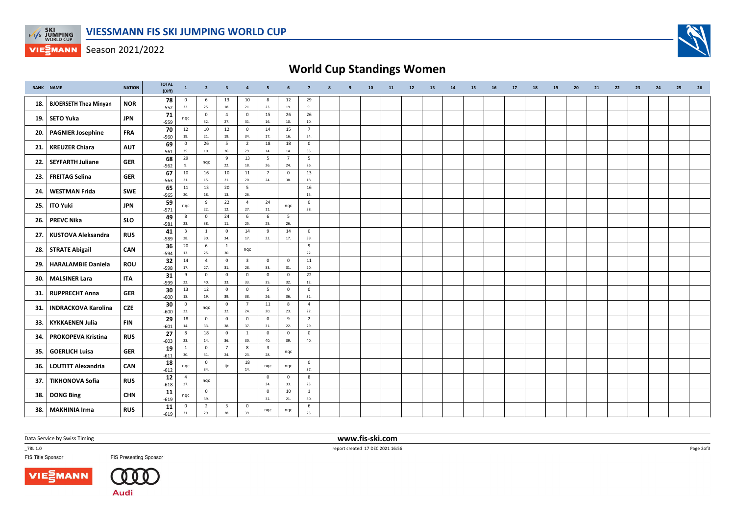# World Cup Standings Women

| RANK | NAME | NATION | TOTAL (Diff) | 1 | 2 | 3 | 4 | 5 | 6 | 7 | 8 | 9 | 10 | 11 | 12 | 13 | 14 | 15 | 16 | 17 | 18 | 19 | 20 | 21 | 22 | 23 | 24 | 25 | 26 |
|---|---|---|---|---|---|---|---|---|---|---|---|---|---|---|---|---|---|---|---|---|---|---|---|---|---|---|---|---|---|
| 18. | BJOERSETH Thea Minyan | NOR | 78 -552 | 0 32. | 6 25. | 13 18. | 10 21. | 8 23. | 12 19. | 29 9. | | | | | | | | | | | | | | | | | | | |
| 19. | SETO Yuka | JPN | 71 -559 | nqc | 0 32. | 4 27. | 0 31. | 15 16. | 26 10. | 26 10. | | | | | | | | | | | | | | | | | | | |
| 20. | PAGNIER Josephine | FRA | 70 -560 | 12 19. | 10 21. | 12 19. | 0 34. | 14 17. | 15 16. | 7 24. | | | | | | | | | | | | | | | | | | | |
| 21. | KREUZER Chiara | AUT | 69 -561 | 0 35. | 26 10. | 5 26. | 2 29. | 18 14. | 18 14. | 0 35. | | | | | | | | | | | | | | | | | | | |
| 22. | SEYFARTH Juliane | GER | 68 -562 | 29 9. | nqc | 9 22. | 13 18. | 5 26. | 7 24. | 5 26. | | | | | | | | | | | | | | | | | | | |
| 23. | FREITAG Selina | GER | 67 -563 | 10 21. | 16 15. | 10 21. | 11 20. | 7 24. | 0 38. | 13 18. | | | | | | | | | | | | | | | | | | | |
| 24. | WESTMAN Frida | SWE | 65 -565 | 11 20. | 13 18. | 20 13. | 5 26. | | | 16 15. | | | | | | | | | | | | | | | | | | | |
| 25. | ITO Yuki | JPN | 59 -571 | nqc | 9 22. | 22 12. | 4 27. | 24 11. | nqc | 0 38. | | | | | | | | | | | | | | | | | | | |
| 26. | PREVC Nika | SLO | 49 -581 | 8 23. | 0 38. | 24 11. | 6 25. | 6 25. | 5 26. | | | | | | | | | | | | | | | | | | | | |
| 27. | KUSTOVA Aleksandra | RUS | 41 -589 | 3 28. | 1 30. | 0 34. | 14 17. | 9 22. | 14 17. | 0 39. | | | | | | | | | | | | | | | | | | | |
| 28. | STRATE Abigail | CAN | 36 -594 | 20 13. | 6 25. | 1 30. | nqc | | | 9 22. | | | | | | | | | | | | | | | | | | | |
| 29. | HARALAMBIE Daniela | ROU | 32 -598 | 14 17. | 4 27. | 0 31. | 3 28. | 0 33. | 0 31. | 11 20. | | | | | | | | | | | | | | | | | | | |
| 30. | MALSINER Lara | ITA | 31 -599 | 9 22. | 0 40. | 0 33. | 0 33. | 0 35. | 0 32. | 22 12. | | | | | | | | | | | | | | | | | | | |
| 31. | RUPPRECHT Anna | GER | 30 -600 | 13 18. | 12 19. | 0 39. | 0 38. | 5 26. | 0 36. | 0 32. | | | | | | | | | | | | | | | | | | | |
| 31. | INDRACKOVA Karolina | CZE | 30 -600 | 0 33. | nqc | 0 32. | 7 24. | 11 20. | 8 23. | 4 27. | | | | | | | | | | | | | | | | | | | |
| 33. | KYKKAENEN Julia | FIN | 29 -601 | 18 14. | 0 33. | 0 38. | 0 37. | 0 31. | 9 22. | 2 29. | | | | | | | | | | | | | | | | | | | |
| 34. | PROKOPEVA Kristina | RUS | 27 -603 | 8 23. | 18 14. | 0 36. | 1 30. | 0 40. | 0 39. | 0 40. | | | | | | | | | | | | | | | | | | | |
| 35. | GOERLICH Luisa | GER | 19 -611 | 1 30. | 0 31. | 7 24. | 8 23. | 3 28. | nqc | | | | | | | | | | | | | | | | | | | | |
| 36. | LOUTITT Alexandria | CAN | 18 -612 | nqc | 0 34. | ijc | 18 14. | nqc | nqc | 0 37. | | | | | | | | | | | | | | | | | | | |
| 37. | TIKHONOVA Sofia | RUS | 12 -618 | 4 27. | nqc | | | 0 34. | 0 33. | 8 23. | | | | | | | | | | | | | | | | | | | |
| 38. | DONG Bing | CHN | 11 -619 | nqc | 0 39. | | | 0 32. | 10 21. | 1 30. | | | | | | | | | | | | | | | | | | | |
| 38. | MAKHINIA Irma | RUS | 11 -619 | 0 31. | 2 29. | 3 28. | 0 39. | nqc | nqc | 6 25. | | | | | | | | | | | | | | | | | | | |

Data Service by Swiss Timing

www.fis-ski.com

_78L 1.0

report created 17 DEC 2021 16:56

FIS Title Sponsor

FIS Presenting Sponsor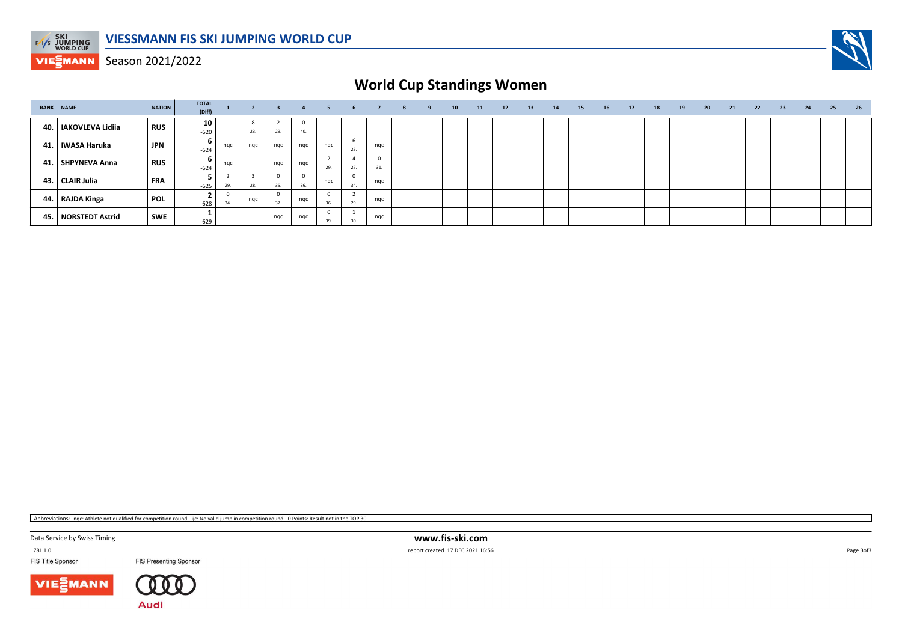# VIESSMANN FIS SKI JUMPING WORLD CUP

Season 2021/2022

## World Cup Standings Women

| RANK | NAME | NATION | TOTAL (Diff) | 1 | 2 | 3 | 4 | 5 | 6 | 7 | 8 | 9 | 10 | 11 | 12 | 13 | 14 | 15 | 16 | 17 | 18 | 19 | 20 | 21 | 22 | 23 | 24 | 25 | 26 |
|---|---|---|---|---|---|---|---|---|---|---|---|---|---|---|---|---|---|---|---|---|---|---|---|---|---|---|---|---|---|
| 40. | IAKOVLEVA Lidiia | RUS | 10 -620 | | 8 23. | 2 29. | 0 40. | | | | | | | | | | | | | | | | | | | | | | |
| 41. | IWASA Haruka | JPN | 6 -624 | nqc | nqc | nqc | nqc | nqc | 6 25. | nqc | | | | | | | | | | | | | | | | | | | |
| 41. | SHPYNEVA Anna | RUS | 6 -624 | nqc | | nqc | nqc | 2 29. | 4 27. | 0 31. | | | | | | | | | | | | | | | | | | | |
| 43. | CLAIR Julia | FRA | 5 -625 | 2 29. | 3 28. | 0 35. | 0 36. | nqc | 0 34. | nqc | | | | | | | | | | | | | | | | | | | |
| 44. | RAJDA Kinga | POL | 2 -628 | 0 34. | nqc | 0 37. | nqc | 0 36. | 2 29. | nqc | | | | | | | | | | | | | | | | | | | |
| 45. | NORSTEDT Astrid | SWE | 1 -629 | | | nqc | nqc | 0 39. | 1 30. | nqc | | | | | | | | | | | | | | | | | | | |

Abbreviations: nqc: Athlete not qualified for competition round - ijc: No valid jump in competition round - 0 Points: Result not in the TOP 30

Data Service by Swiss Timing

www.fis-ski.com

_78L 1.0

report created 17 DEC 2021 16:56

FIS Title Sponsor

FIS Presenting Sponsor